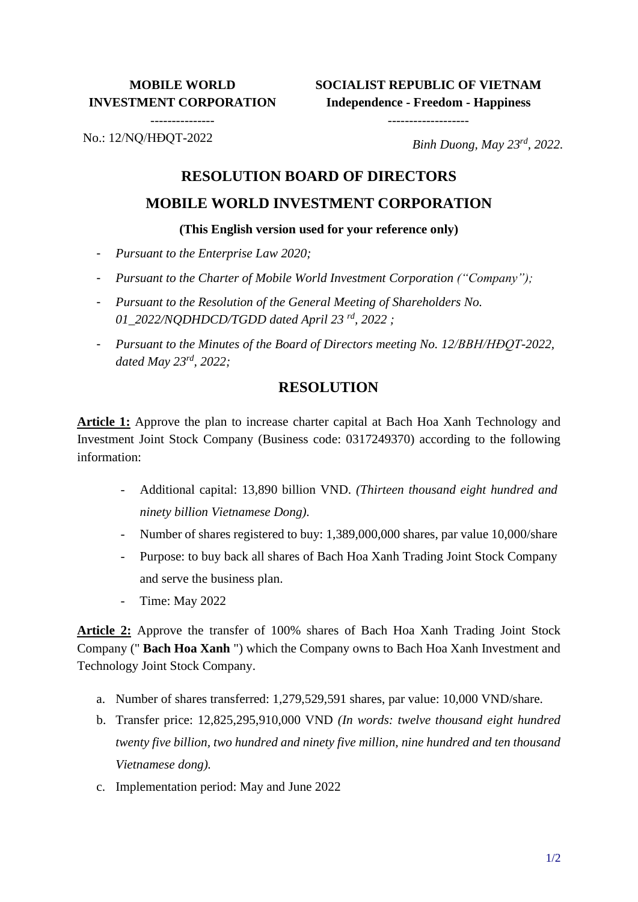**MOBILE WORLD INVESTMENT CORPORATION**

---------------

No.: 12/NQ/HĐQT-2022

**SOCIALIST REPUBLIC OF VIETNAM**
**Independence - Freedom - Happiness**

-------------------

*Binh Duong, May 23rd, 2022.*

# RESOLUTION BOARD OF DIRECTORS

# MOBILE WORLD INVESTMENT CORPORATION

**(This English version used for your reference only)**

- *Pursuant to the Enterprise Law 2020;*
- *Pursuant to the Charter of Mobile World Investment Corporation ("Company");*
- *Pursuant to the Resolution of the General Meeting of Shareholders No. 01_2022/NQDHDCD/TGDD dated April 23 rd, 2022 ;*
- *Pursuant to the Minutes of the Board of Directors meeting No. 12/BBH/HĐQT-2022, dated May 23rd, 2022;*

## RESOLUTION

**Article 1:** Approve the plan to increase charter capital at Bach Hoa Xanh Technology and Investment Joint Stock Company (Business code: 0317249370) according to the following information:

- Additional capital: 13,890 billion VND. *(Thirteen thousand eight hundred and ninety billion Vietnamese Dong).*
- Number of shares registered to buy: 1,389,000,000 shares, par value 10,000/share
- Purpose: to buy back all shares of Bach Hoa Xanh Trading Joint Stock Company and serve the business plan.
- Time: May 2022

**Article 2:** Approve the transfer of 100% shares of Bach Hoa Xanh Trading Joint Stock Company (" **Bach Hoa Xanh** ") which the Company owns to Bach Hoa Xanh Investment and Technology Joint Stock Company.

a. Number of shares transferred: 1,279,529,591 shares, par value: 10,000 VND/share.
b. Transfer price: 12,825,295,910,000 VND *(In words: twelve thousand eight hundred twenty five billion, two hundred and ninety five million, nine hundred and ten thousand Vietnamese dong).*
c. Implementation period: May and June 2022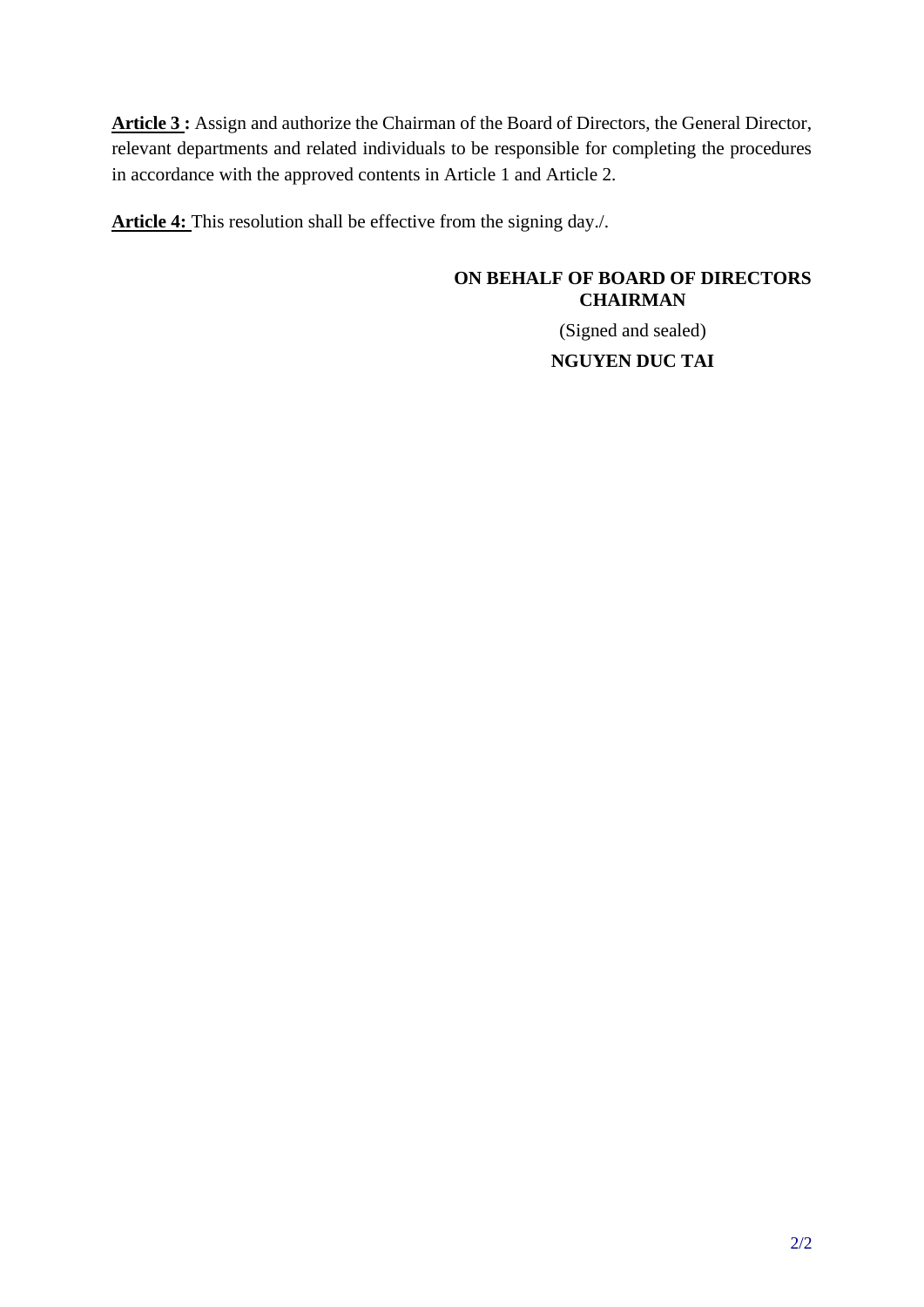**Article 3 :** Assign and authorize the Chairman of the Board of Directors, the General Director, relevant departments and related individuals to be responsible for completing the procedures in accordance with the approved contents in Article 1 and Article 2.

**Article 4:** This resolution shall be effective from the signing day./.

**ON BEHALF OF BOARD OF DIRECTORS**
**CHAIRMAN**

(Signed and sealed)

**NGUYEN DUC TAI**